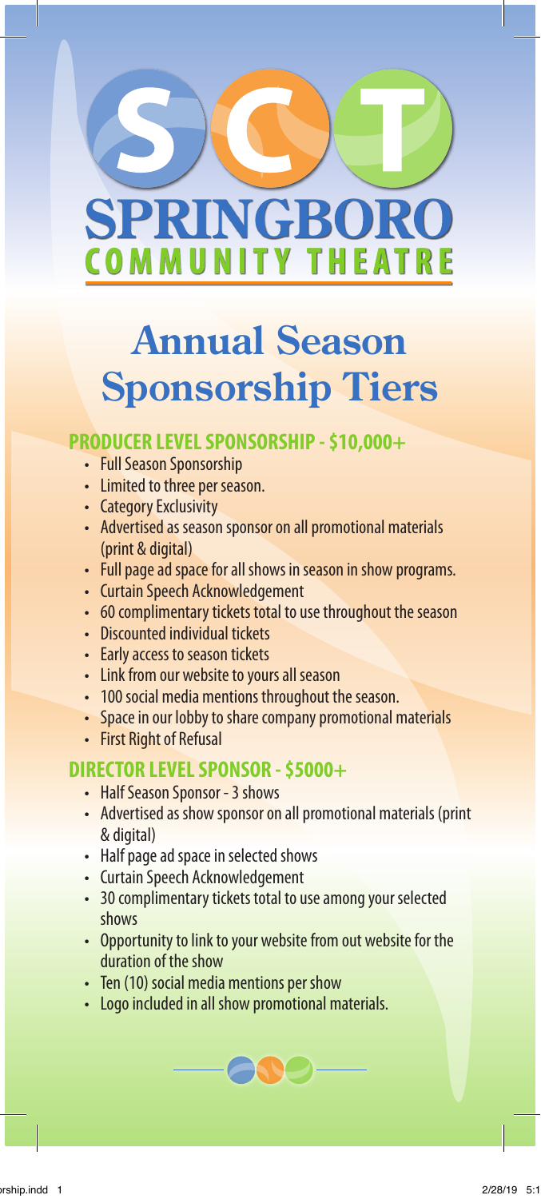# SPRINGBORO COMMUNITY THEATRE

# Annual Season Sponsorship Tiers

## PRODUCER LEVEL SPONSORSHIP - $10,000+

- Full Season Sponsorship
- Limited to three per season.
- Category Exclusivity
- Advertised as season sponsor on all promotional materials (print & digital)
- Full page ad space for all shows in season in show programs.
- Curtain Speech Acknowledgement
- 60 complimentary tickets total to use throughout the season
- Discounted individual tickets
- Early access to season tickets
- Link from our website to yours all season
- 100 social media mentions throughout the season.
- Space in our lobby to share company promotional materials
- First Right of Refusal

## DIRECTOR LEVEL SPONSOR - $5000+

- Half Season Sponsor - 3 shows
- Advertised as show sponsor on all promotional materials (print & digital)
- Half page ad space in selected shows
- Curtain Speech Acknowledgement
- 30 complimentary tickets total to use among your selected shows
- Opportunity to link to your website from out website for the duration of the show
- Ten (10) social media mentions per show
- Logo included in all show promotional materials.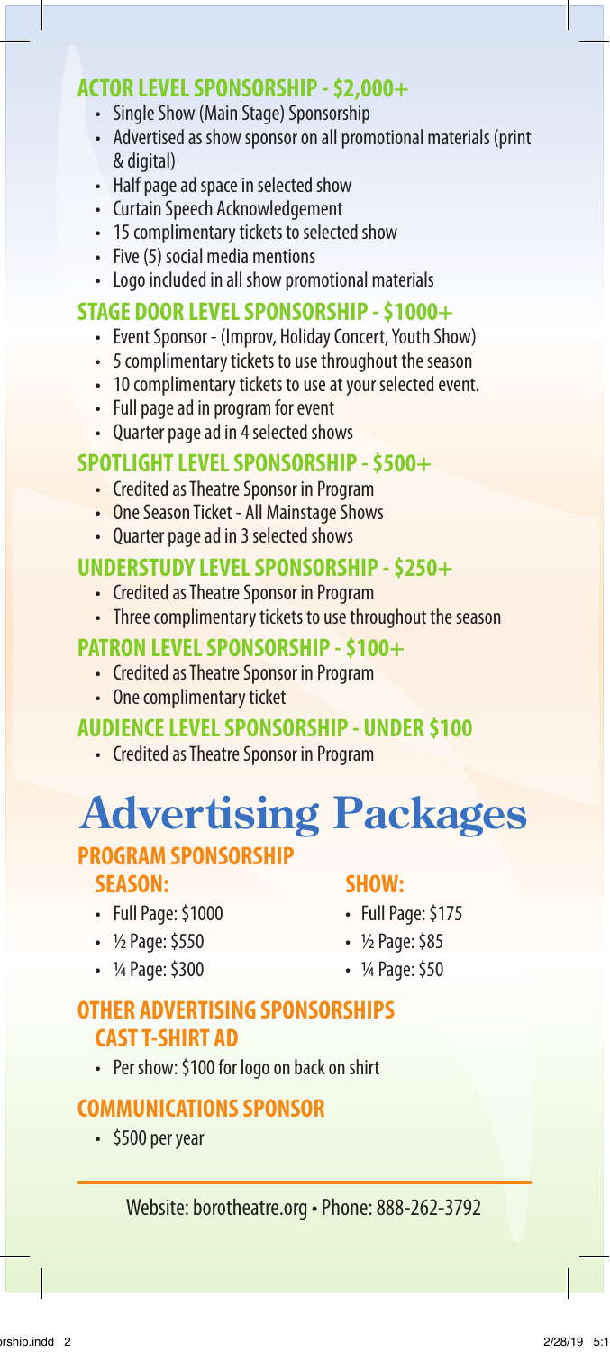## ACTOR LEVEL SPONSORSHIP - $2,000+

- Single Show (Main Stage) Sponsorship
- Advertised as show sponsor on all promotional materials (print & digital)
- Half page ad space in selected show
- Curtain Speech Acknowledgement
- 15 complimentary tickets to selected show
- Five (5) social media mentions
- Logo included in all show promotional materials

## STAGE DOOR LEVEL SPONSORSHIP - $1000+

- Event Sponsor - (Improv, Holiday Concert, Youth Show)
- 5 complimentary tickets to use throughout the season
- 10 complimentary tickets to use at your selected event.
- Full page ad in program for event
- Quarter page ad in 4 selected shows

## SPOTLIGHT LEVEL SPONSORSHIP - $500+

- Credited as Theatre Sponsor in Program
- One Season Ticket - All Mainstage Shows
- Quarter page ad in 3 selected shows

## UNDERSTUDY LEVEL SPONSORSHIP - $250+

- Credited as Theatre Sponsor in Program
- Three complimentary tickets to use throughout the season

## PATRON LEVEL SPONSORSHIP - $100+

- Credited as Theatre Sponsor in Program
- One complimentary ticket

## AUDIENCE LEVEL SPONSORSHIP - UNDER $100

- Credited as Theatre Sponsor in Program

# Advertising Packages

## PROGRAM SPONSORSHIP

### SEASON:

- Full Page: $1000
- ½ Page: $550
- ¼ Page: $300

### SHOW:

- Full Page: $175
- ½ Page: $85
- ¼ Page: $50

## OTHER ADVERTISING SPONSORSHIPS

### CAST T-SHIRT AD

- Per show: $100 for logo on back on shirt

## COMMUNICATIONS SPONSOR

- $500 per year

Website: borotheatre.org • Phone: 888-262-3792